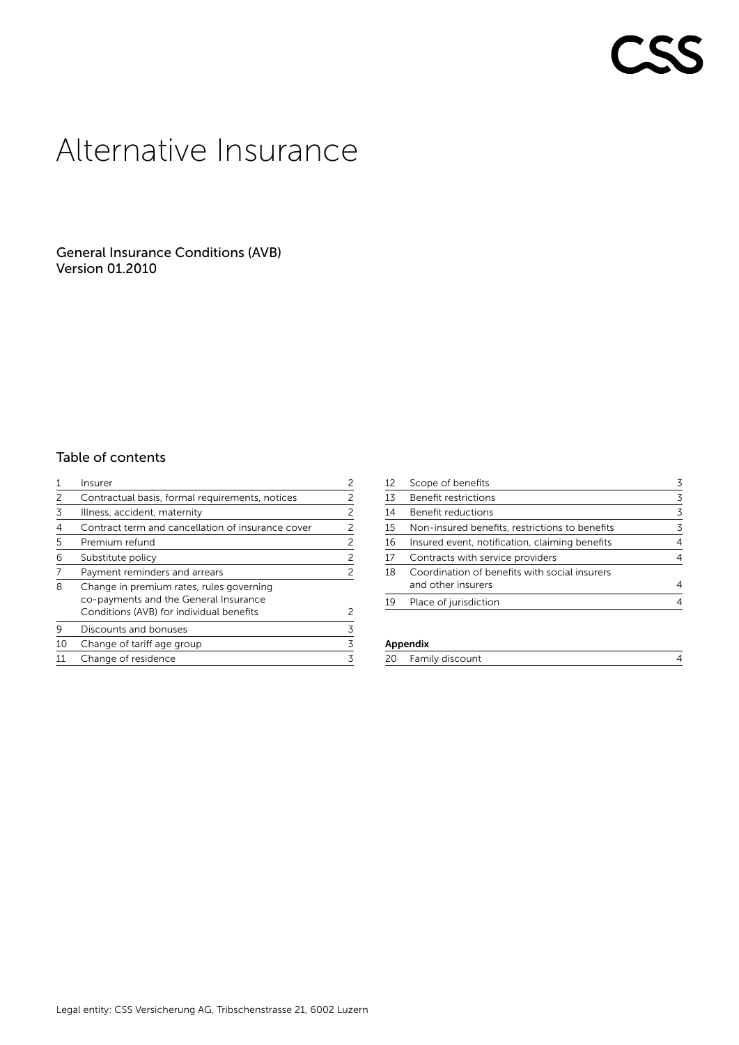CSS

# Alternative Insurance

General Insurance Conditions (AVB)
Version 01.2010

## Table of contents

| | | |
|---|---|---|
| 1 | Insurer | 2 |
| 2 | Contractual basis, formal requirements, notices | 2 |
| 3 | Illness, accident, maternity | 2 |
| 4 | Contract term and cancellation of insurance cover | 2 |
| 5 | Premium refund | 2 |
| 6 | Substitute policy | 2 |
| 7 | Payment reminders and arrears | 2 |
| 8 | Change in premium rates, rules governing co-payments and the General Insurance Conditions (AVB) for individual benefits | 2 |
| 9 | Discounts and bonuses | 3 |
| 10 | Change of tariff age group | 3 |
| 11 | Change of residence | 3 |
| 12 | Scope of benefits | 3 |
| 13 | Benefit restrictions | 3 |
| 14 | Benefit reductions | 3 |
| 15 | Non-insured benefits, restrictions to benefits | 3 |
| 16 | Insured event, notification, claiming benefits | 4 |
| 17 | Contracts with service providers | 4 |
| 18 | Coordination of benefits with social insurers and other insurers | 4 |
| 19 | Place of jurisdiction | 4 |

**Appendix**

| | | |
|---|---|---|
| 20 | Family discount | 4 |

Legal entity: CSS Versicherung AG, Tribschenstrasse 21, 6002 Luzern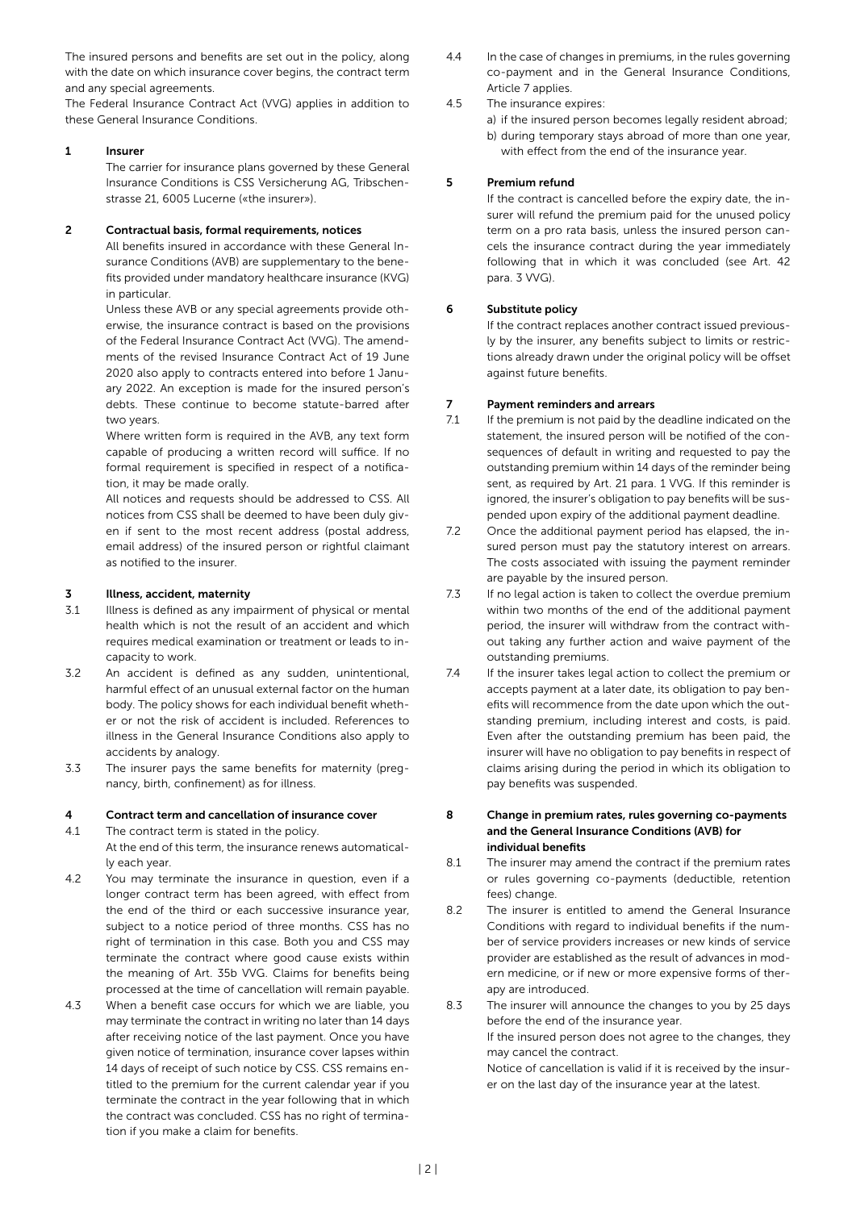The insured persons and benefits are set out in the policy, along with the date on which insurance cover begins, the contract term and any special agreements.

The Federal Insurance Contract Act (VVG) applies in addition to these General Insurance Conditions.

## 1 Insurer

The carrier for insurance plans governed by these General Insurance Conditions is CSS Versicherung AG, Tribschenstrasse 21, 6005 Lucerne («the insurer»).

## 2 Contractual basis, formal requirements, notices

All benefits insured in accordance with these General Insurance Conditions (AVB) are supplementary to the benefits provided under mandatory healthcare insurance (KVG) in particular.

Unless these AVB or any special agreements provide otherwise, the insurance contract is based on the provisions of the Federal Insurance Contract Act (VVG). The amendments of the revised Insurance Contract Act of 19 June 2020 also apply to contracts entered into before 1 January 2022. An exception is made for the insured person's debts. These continue to become statute-barred after two years.

Where written form is required in the AVB, any text form capable of producing a written record will suffice. If no formal requirement is specified in respect of a notification, it may be made orally.

All notices and requests should be addressed to CSS. All notices from CSS shall be deemed to have been duly given if sent to the most recent address (postal address, email address) of the insured person or rightful claimant as notified to the insurer.

## 3 Illness, accident, maternity

3.1 Illness is defined as any impairment of physical or mental health which is not the result of an accident and which requires medical examination or treatment or leads to incapacity to work.

3.2 An accident is defined as any sudden, unintentional, harmful effect of an unusual external factor on the human body. The policy shows for each individual benefit whether or not the risk of accident is included. References to illness in the General Insurance Conditions also apply to accidents by analogy.

3.3 The insurer pays the same benefits for maternity (pregnancy, birth, confinement) as for illness.

## 4 Contract term and cancellation of insurance cover

4.1 The contract term is stated in the policy.
At the end of this term, the insurance renews automatically each year.

4.2 You may terminate the insurance in question, even if a longer contract term has been agreed, with effect from the end of the third or each successive insurance year, subject to a notice period of three months. CSS has no right of termination in this case. Both you and CSS may terminate the contract where good cause exists within the meaning of Art. 35b VVG. Claims for benefits being processed at the time of cancellation will remain payable.

4.3 When a benefit case occurs for which we are liable, you may terminate the contract in writing no later than 14 days after receiving notice of the last payment. Once you have given notice of termination, insurance cover lapses within 14 days of receipt of such notice by CSS. CSS remains entitled to the premium for the current calendar year if you terminate the contract in the year following that in which the contract was concluded. CSS has no right of termination if you make a claim for benefits.

4.4 In the case of changes in premiums, in the rules governing co-payment and in the General Insurance Conditions, Article 7 applies.

4.5 The insurance expires:
a) if the insured person becomes legally resident abroad;
b) during temporary stays abroad of more than one year, with effect from the end of the insurance year.

## 5 Premium refund

If the contract is cancelled before the expiry date, the insurer will refund the premium paid for the unused policy term on a pro rata basis, unless the insured person cancels the insurance contract during the year immediately following that in which it was concluded (see Art. 42 para. 3 VVG).

## 6 Substitute policy

If the contract replaces another contract issued previously by the insurer, any benefits subject to limits or restrictions already drawn under the original policy will be offset against future benefits.

## 7 Payment reminders and arrears

7.1 If the premium is not paid by the deadline indicated on the statement, the insured person will be notified of the consequences of default in writing and requested to pay the outstanding premium within 14 days of the reminder being sent, as required by Art. 21 para. 1 VVG. If this reminder is ignored, the insurer's obligation to pay benefits will be suspended upon expiry of the additional payment deadline.

7.2 Once the additional payment period has elapsed, the insured person must pay the statutory interest on arrears. The costs associated with issuing the payment reminder are payable by the insured person.

7.3 If no legal action is taken to collect the overdue premium within two months of the end of the additional payment period, the insurer will withdraw from the contract without taking any further action and waive payment of the outstanding premiums.

7.4 If the insurer takes legal action to collect the premium or accepts payment at a later date, its obligation to pay benefits will recommence from the date upon which the outstanding premium, including interest and costs, is paid. Even after the outstanding premium has been paid, the insurer will have no obligation to pay benefits in respect of claims arising during the period in which its obligation to pay benefits was suspended.

## 8 Change in premium rates, rules governing co-payments and the General Insurance Conditions (AVB) for individual benefits

8.1 The insurer may amend the contract if the premium rates or rules governing co-payments (deductible, retention fees) change.

8.2 The insurer is entitled to amend the General Insurance Conditions with regard to individual benefits if the number of service providers increases or new kinds of service provider are established as the result of advances in modern medicine, or if new or more expensive forms of therapy are introduced.

8.3 The insurer will announce the changes to you by 25 days before the end of the insurance year.
If the insured person does not agree to the changes, they may cancel the contract.
Notice of cancellation is valid if it is received by the insurer on the last day of the insurance year at the latest.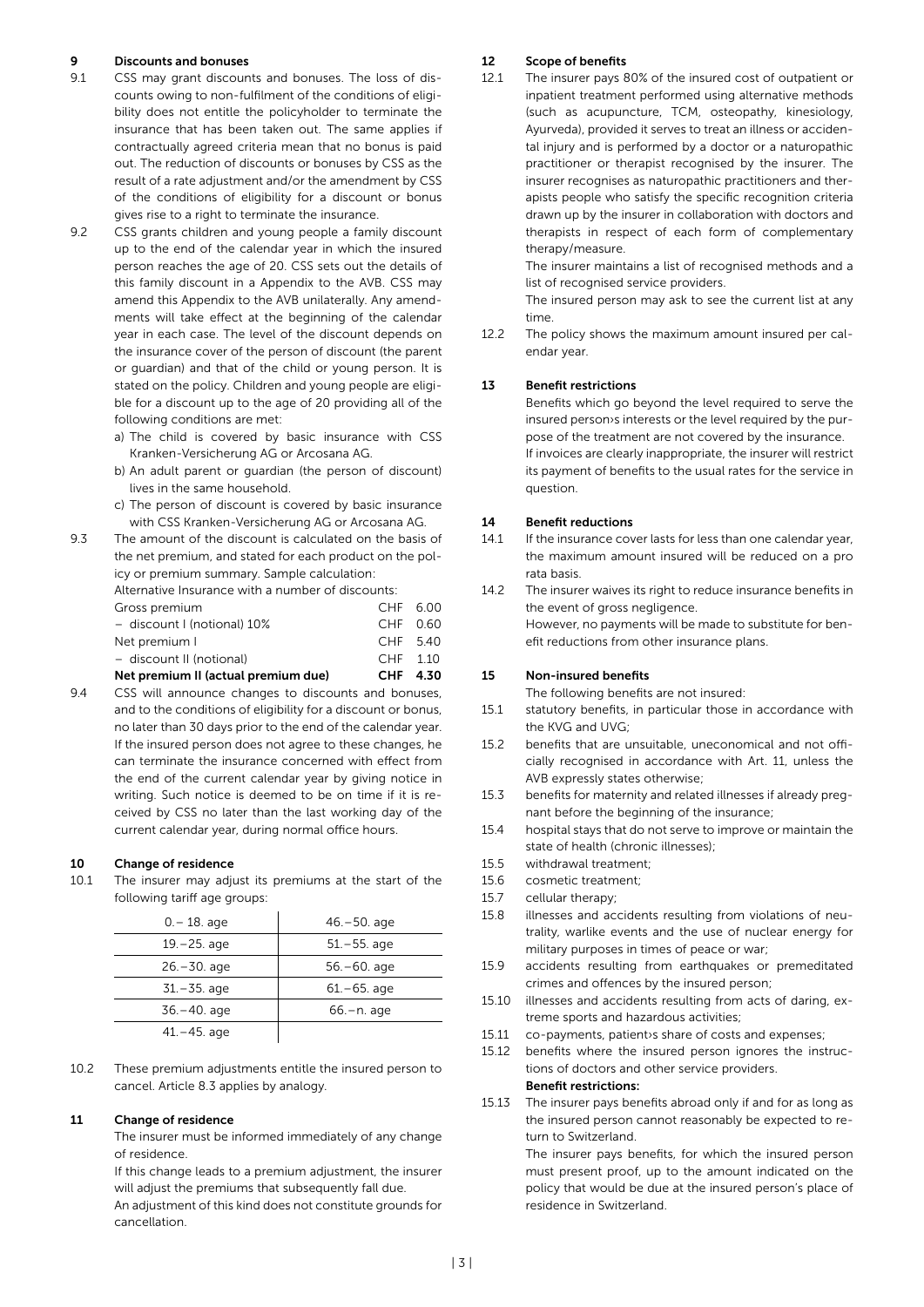## 9 Discounts and bonuses

9.1 CSS may grant discounts and bonuses. The loss of discounts owing to non-fulfilment of the conditions of eligibility does not entitle the policyholder to terminate the insurance that has been taken out. The same applies if contractually agreed criteria mean that no bonus is paid out. The reduction of discounts or bonuses by CSS as the result of a rate adjustment and/or the amendment by CSS of the conditions of eligibility for a discount or bonus gives rise to a right to terminate the insurance.

9.2 CSS grants children and young people a family discount up to the end of the calendar year in which the insured person reaches the age of 20. CSS sets out the details of this family discount in a Appendix to the AVB. CSS may amend this Appendix to the AVB unilaterally. Any amendments will take effect at the beginning of the calendar year in each case. The level of the discount depends on the insurance cover of the person of discount (the parent or guardian) and that of the child or young person. It is stated on the policy. Children and young people are eligible for a discount up to the age of 20 providing all of the following conditions are met:

a) The child is covered by basic insurance with CSS Kranken-Versicherung AG or Arcosana AG.
b) An adult parent or guardian (the person of discount) lives in the same household.
c) The person of discount is covered by basic insurance with CSS Kranken-Versicherung AG or Arcosana AG.

9.3 The amount of the discount is calculated on the basis of the net premium, and stated for each product on the policy or premium summary. Sample calculation:

Alternative Insurance with a number of discounts:

| | |
|---|---|
| Gross premium | CHF 6.00 |
| – discount I (notional) 10% | CHF 0.60 |
| Net premium I | CHF 5.40 |
| – discount II (notional) | CHF 1.10 |
| **Net premium II (actual premium due)** | **CHF 4.30** |

9.4 CSS will announce changes to discounts and bonuses, and to the conditions of eligibility for a discount or bonus, no later than 30 days prior to the end of the calendar year. If the insured person does not agree to these changes, he can terminate the insurance concerned with effect from the end of the current calendar year by giving notice in writing. Such notice is deemed to be on time if it is received by CSS no later than the last working day of the current calendar year, during normal office hours.

## 10 Change of residence

10.1 The insurer may adjust its premiums at the start of the following tariff age groups:

| | |
|---|---|
| 0.– 18. age | 46.–50. age |
| 19.–25. age | 51.–55. age |
| 26.–30. age | 56.–60. age |
| 31.–35. age | 61.–65. age |
| 36.–40. age | 66.–n. age |
| 41.–45. age | |

10.2 These premium adjustments entitle the insured person to cancel. Article 8.3 applies by analogy.

## 11 Change of residence

The insurer must be informed immediately of any change of residence.

If this change leads to a premium adjustment, the insurer will adjust the premiums that subsequently fall due.

An adjustment of this kind does not constitute grounds for cancellation.

## 12 Scope of benefits

12.1 The insurer pays 80% of the insured cost of outpatient or inpatient treatment performed using alternative methods (such as acupuncture, TCM, osteopathy, kinesiology, Ayurveda), provided it serves to treat an illness or accidental injury and is performed by a doctor or a naturopathic practitioner or therapist recognised by the insurer. The insurer recognises as naturopathic practitioners and therapists people who satisfy the specific recognition criteria drawn up by the insurer in collaboration with doctors and therapists in respect of each form of complementary therapy/measure.

The insurer maintains a list of recognised methods and a list of recognised service providers.

The insured person may ask to see the current list at any time.

12.2 The policy shows the maximum amount insured per calendar year.

## 13 Benefit restrictions

Benefits which go beyond the level required to serve the insured person›s interests or the level required by the purpose of the treatment are not covered by the insurance.

If invoices are clearly inappropriate, the insurer will restrict its payment of benefits to the usual rates for the service in question.

## 14 Benefit reductions

14.1 If the insurance cover lasts for less than one calendar year, the maximum amount insured will be reduced on a pro rata basis.

14.2 The insurer waives its right to reduce insurance benefits in the event of gross negligence.

However, no payments will be made to substitute for benefit reductions from other insurance plans.

## 15 Non-insured benefits

The following benefits are not insured:

15.1 statutory benefits, in particular those in accordance with the KVG and UVG;

15.2 benefits that are unsuitable, uneconomical and not officially recognised in accordance with Art. 11, unless the AVB expressly states otherwise;

15.3 benefits for maternity and related illnesses if already pregnant before the beginning of the insurance;

15.4 hospital stays that do not serve to improve or maintain the state of health (chronic illnesses);

15.5 withdrawal treatment;

15.6 cosmetic treatment;

15.7 cellular therapy;

15.8 illnesses and accidents resulting from violations of neutrality, warlike events and the use of nuclear energy for military purposes in times of peace or war;

15.9 accidents resulting from earthquakes or premeditated crimes and offences by the insured person;

15.10 illnesses and accidents resulting from acts of daring, extreme sports and hazardous activities;

15.11 co-payments, patient›s share of costs and expenses;

15.12 benefits where the insured person ignores the instructions of doctors and other service providers.

**Benefit restrictions:**

15.13 The insurer pays benefits abroad only if and for as long as the insured person cannot reasonably be expected to return to Switzerland.

The insurer pays benefits, for which the insured person must present proof, up to the amount indicated on the policy that would be due at the insured person's place of residence in Switzerland.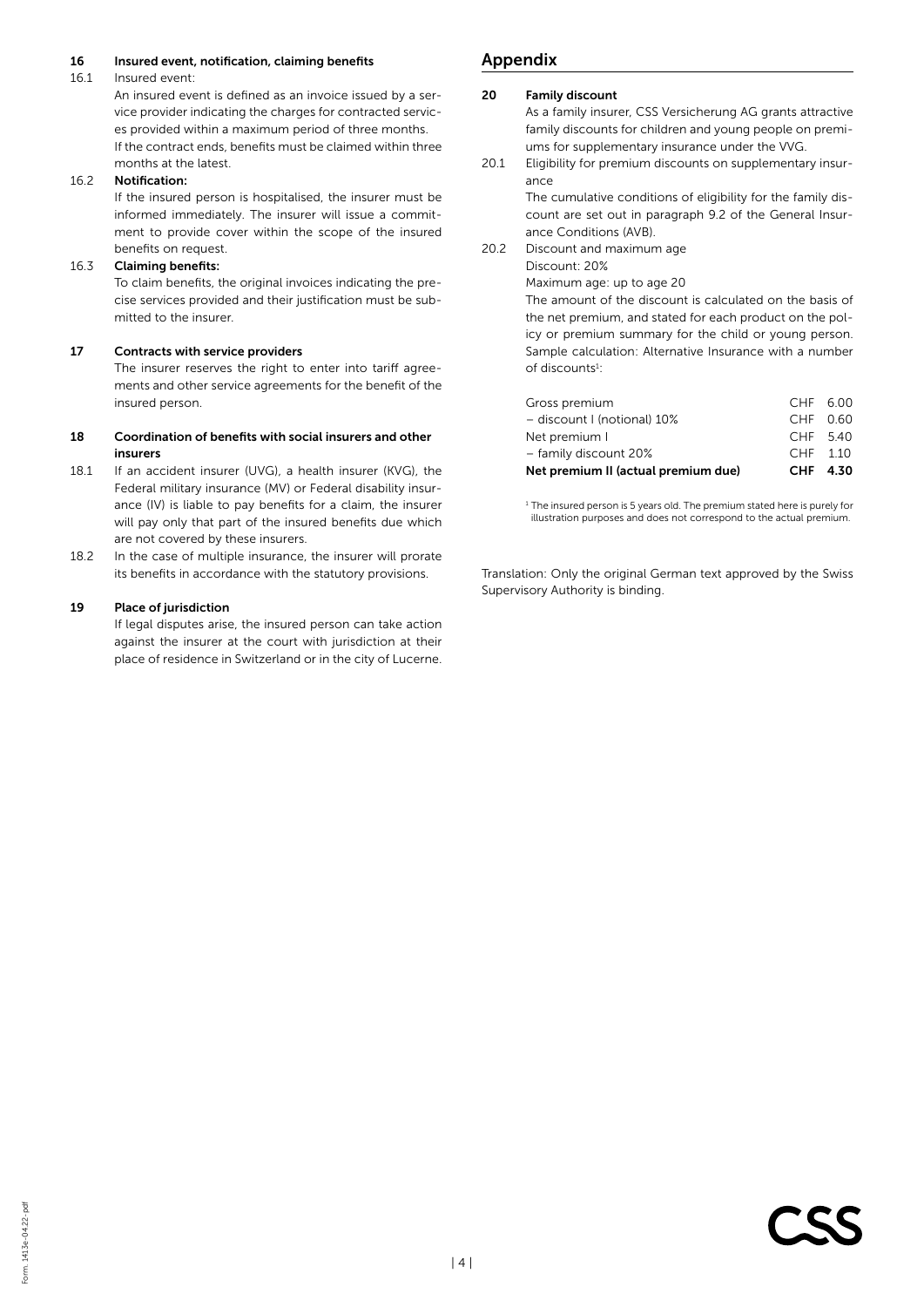### 16 Insured event, notification, claiming benefits

16.1 Insured event:

An insured event is defined as an invoice issued by a service provider indicating the charges for contracted services provided within a maximum period of three months. If the contract ends, benefits must be claimed within three months at the latest.

16.2 **Notification:**

If the insured person is hospitalised, the insurer must be informed immediately. The insurer will issue a commitment to provide cover within the scope of the insured benefits on request.

16.3 **Claiming benefits:**

To claim benefits, the original invoices indicating the precise services provided and their justification must be submitted to the insurer.

### 17 Contracts with service providers

The insurer reserves the right to enter into tariff agreements and other service agreements for the benefit of the insured person.

### 18 Coordination of benefits with social insurers and other insurers

18.1 If an accident insurer (UVG), a health insurer (KVG), the Federal military insurance (MV) or Federal disability insurance (IV) is liable to pay benefits for a claim, the insurer will pay only that part of the insured benefits due which are not covered by these insurers.

18.2 In the case of multiple insurance, the insurer will prorate its benefits in accordance with the statutory provisions.

### 19 Place of jurisdiction

If legal disputes arise, the insured person can take action against the insurer at the court with jurisdiction at their place of residence in Switzerland or in the city of Lucerne.

## Appendix

### 20 Family discount

As a family insurer, CSS Versicherung AG grants attractive family discounts for children and young people on premiums for supplementary insurance under the VVG.

20.1 Eligibility for premium discounts on supplementary insurance

The cumulative conditions of eligibility for the family discount are set out in paragraph 9.2 of the General Insurance Conditions (AVB).

20.2 Discount and maximum age

Discount: 20%

Maximum age: up to age 20

The amount of the discount is calculated on the basis of the net premium, and stated for each product on the policy or premium summary for the child or young person. Sample calculation: Alternative Insurance with a number of discounts[1]:

| | |
|---|---|
| Gross premium | CHF 6.00 |
| – discount I (notional) 10% | CHF 0.60 |
| Net premium I | CHF 5.40 |
| – family discount 20% | CHF 1.10 |
| **Net premium II (actual premium due)** | **CHF 4.30** |

[1] The insured person is 5 years old. The premium stated here is purely for illustration purposes and does not correspond to the actual premium.

Translation: Only the original German text approved by the Swiss Supervisory Authority is binding.